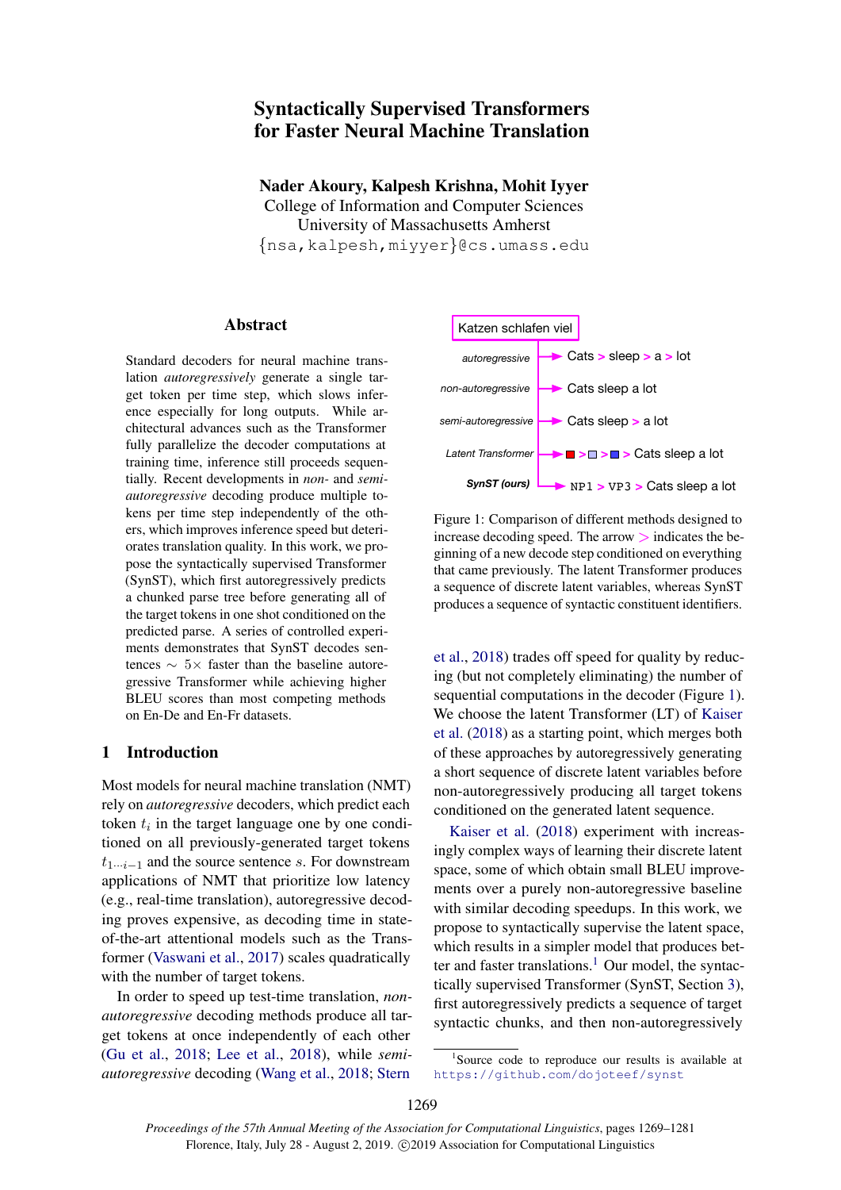# Syntactically Supervised Transformers for Faster Neural Machine Translation

**Nader Akoury, Kalpesh Krishna, Mohit Iyyer**
College of Information and Computer Sciences
University of Massachusetts Amherst
{nsa,kalpesh,miyyer}@cs.umass.edu

## Abstract

Standard decoders for neural machine translation *autoregressively* generate a single target token per time step, which slows inference especially for long outputs. While architectural advances such as the Transformer fully parallelize the decoder computations at training time, inference still proceeds sequentially. Recent developments in *non-* and *semi-autoregressive* decoding produce multiple tokens per time step independently of the others, which improves inference speed but deteriorates translation quality. In this work, we propose the syntactically supervised Transformer (SynST), which first autoregressively predicts a chunked parse tree before generating all of the target tokens in one shot conditioned on the predicted parse. A series of controlled experiments demonstrates that SynST decodes sentences $\sim 5\times$ faster than the baseline autoregressive Transformer while achieving higher BLEU scores than most competing methods on En-De and En-Fr datasets.

## 1 Introduction

Most models for neural machine translation (NMT) rely on *autoregressive* decoders, which predict each token $t_i$ in the target language one by one conditioned on all previously-generated target tokens $t_{1 \cdots i-1}$ and the source sentence $s$. For downstream applications of NMT that prioritize low latency (e.g., real-time translation), autoregressive decoding proves expensive, as decoding time in state-of-the-art attentional models such as the Transformer (Vaswani et al., 2017) scales quadratically with the number of target tokens.

In order to speed up test-time translation, *non-autoregressive* decoding methods produce all target tokens at once independently of each other (Gu et al., 2018; Lee et al., 2018), while *semi-autoregressive* decoding (Wang et al., 2018; Stern et al., 2018) trades off speed for quality by reducing (but not completely eliminating) the number of sequential computations in the decoder (Figure 1). We choose the latent Transformer (LT) of Kaiser et al. (2018) as a starting point, which merges both of these approaches by autoregressively generating a short sequence of discrete latent variables before non-autoregressively producing all target tokens conditioned on the generated latent sequence.

Kaiser et al. (2018) experiment with increasingly complex ways of learning their discrete latent space, some of which obtain small BLEU improvements over a purely non-autoregressive baseline with similar decoding speedups. In this work, we propose to syntactically supervise the latent space, which results in a simpler model that produces better and faster translations.[1] Our model, the syntactically supervised Transformer (SynST, Section 3), first autoregressively predicts a sequence of target syntactic chunks, and then non-autoregressively

| | Katzen schlafen viel |
|---|---|
| *autoregressive* | Cats > sleep > a > lot |
| *non-autoregressive* | Cats sleep a lot |
| *semi-autoregressive* | Cats sleep > a lot |
| *Latent Transformer* | ■ > ■ > ■ > Cats sleep a lot |
| ***SynST (ours)*** | NP1 > VP3 > Cats sleep a lot |

Figure 1: Comparison of different methods designed to increase decoding speed. The arrow > indicates the beginning of a new decode step conditioned on everything that came previously. The latent Transformer produces a sequence of discrete latent variables, whereas SynST produces a sequence of syntactic constituent identifiers.

[1] Source code to reproduce our results is available at https://github.com/dojoteef/synst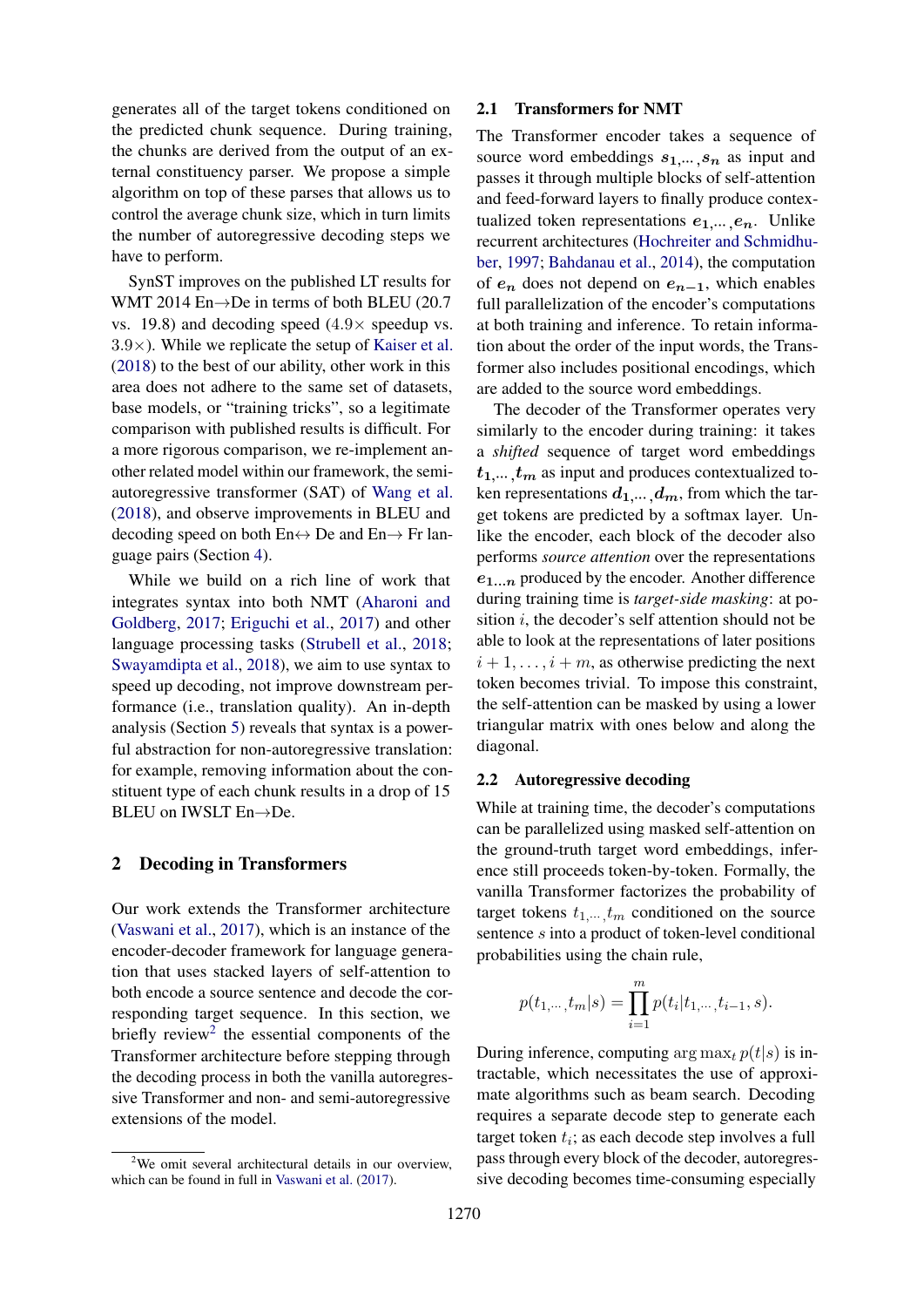generates all of the target tokens conditioned on the predicted chunk sequence. During training, the chunks are derived from the output of an external constituency parser. We propose a simple algorithm on top of these parses that allows us to control the average chunk size, which in turn limits the number of autoregressive decoding steps we have to perform.

SynST improves on the published LT results for WMT 2014 En→De in terms of both BLEU (20.7 vs. 19.8) and decoding speed (4.9× speedup vs. 3.9×). While we replicate the setup of Kaiser et al. (2018) to the best of our ability, other work in this area does not adhere to the same set of datasets, base models, or "training tricks", so a legitimate comparison with published results is difficult. For a more rigorous comparison, we re-implement another related model within our framework, the semi-autoregressive transformer (SAT) of Wang et al. (2018), and observe improvements in BLEU and decoding speed on both En↔ De and En→ Fr language pairs (Section 4).

While we build on a rich line of work that integrates syntax into both NMT (Aharoni and Goldberg, 2017; Eriguchi et al., 2017) and other language processing tasks (Strubell et al., 2018; Swayamdipta et al., 2018), we aim to use syntax to speed up decoding, not improve downstream performance (i.e., translation quality). An in-depth analysis (Section 5) reveals that syntax is a powerful abstraction for non-autoregressive translation: for example, removing information about the constituent type of each chunk results in a drop of 15 BLEU on IWSLT En→De.

## 2 Decoding in Transformers

Our work extends the Transformer architecture (Vaswani et al., 2017), which is an instance of the encoder-decoder framework for language generation that uses stacked layers of self-attention to both encode a source sentence and decode the corresponding target sequence. In this section, we briefly review[2] the essential components of the Transformer architecture before stepping through the decoding process in both the vanilla autoregressive Transformer and non- and semi-autoregressive extensions of the model.

[2] We omit several architectural details in our overview, which can be found in full in Vaswani et al. (2017).

### 2.1 Transformers for NMT

The Transformer encoder takes a sequence of source word embeddings $\boldsymbol{s}_{1,\cdots,}\boldsymbol{s}_n$ as input and passes it through multiple blocks of self-attention and feed-forward layers to finally produce contextualized token representations $\boldsymbol{e}_{1,\cdots,}\boldsymbol{e}_n$. Unlike recurrent architectures (Hochreiter and Schmidhuber, 1997; Bahdanau et al., 2014), the computation of $\boldsymbol{e}_n$ does not depend on $\boldsymbol{e}_{n-1}$, which enables full parallelization of the encoder's computations at both training and inference. To retain information about the order of the input words, the Transformer also includes positional encodings, which are added to the source word embeddings.

The decoder of the Transformer operates very similarly to the encoder during training: it takes a *shifted* sequence of target word embeddings $\boldsymbol{t}_{1,\cdots,}\boldsymbol{t}_m$ as input and produces contextualized token representations $\boldsymbol{d}_{1,\cdots,}\boldsymbol{d}_m$, from which the target tokens are predicted by a softmax layer. Unlike the encoder, each block of the decoder also performs *source attention* over the representations $\boldsymbol{e}_{1\ldots n}$ produced by the encoder. Another difference during training time is *target-side masking*: at position $i$, the decoder's self attention should not be able to look at the representations of later positions $i+1,\ldots,i+m$, as otherwise predicting the next token becomes trivial. To impose this constraint, the self-attention can be masked by using a lower triangular matrix with ones below and along the diagonal.

### 2.2 Autoregressive decoding

While at training time, the decoder's computations can be parallelized using masked self-attention on the ground-truth target word embeddings, inference still proceeds token-by-token. Formally, the vanilla Transformer factorizes the probability of target tokens $t_{1,\cdots,}t_m$ conditioned on the source sentence $s$ into a product of token-level conditional probabilities using the chain rule,

$$p(t_{1,\cdots,}t_m|s) = \prod_{i=1}^{m} p(t_i|t_{1,\cdots,}t_{i-1}, s).$$

During inference, computing $\arg\max_t p(t|s)$ is intractable, which necessitates the use of approximate algorithms such as beam search. Decoding requires a separate decode step to generate each target token $t_i$; as each decode step involves a full pass through every block of the decoder, autoregressive decoding becomes time-consuming especially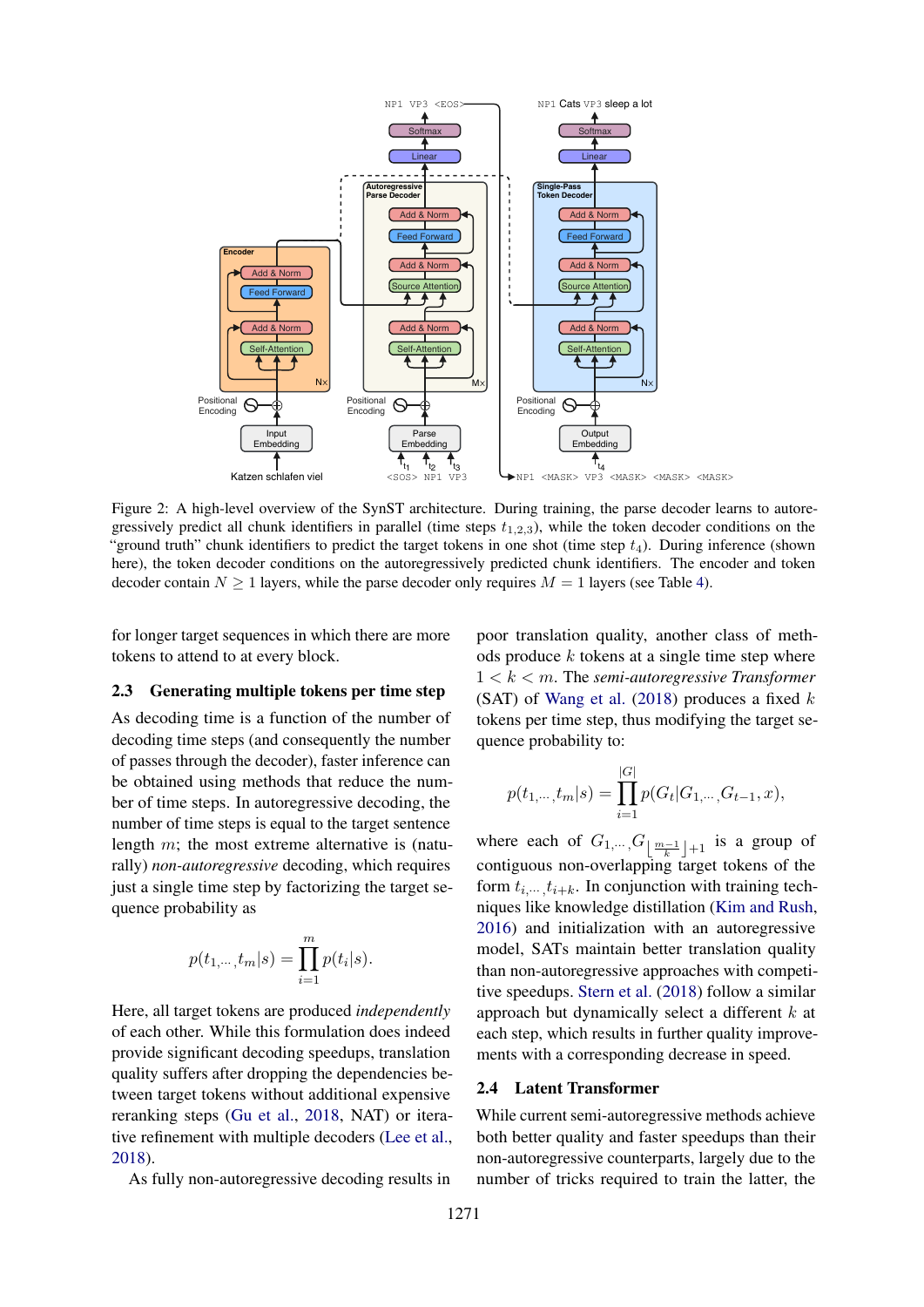Figure 2: A high-level overview of the SynST architecture. During training, the parse decoder learns to autoregressively predict all chunk identifiers in parallel (time steps $t_{1,2,3}$), while the token decoder conditions on the "ground truth" chunk identifiers to predict the target tokens in one shot (time step $t_4$). During inference (shown here), the token decoder conditions on the autoregressively predicted chunk identifiers. The encoder and token decoder contain $N \geq 1$ layers, while the parse decoder only requires $M = 1$ layers (see Table 4).

for longer target sequences in which there are more tokens to attend to at every block.

### 2.3 Generating multiple tokens per time step

As decoding time is a function of the number of decoding time steps (and consequently the number of passes through the decoder), faster inference can be obtained using methods that reduce the number of time steps. In autoregressive decoding, the number of time steps is equal to the target sentence length $m$; the most extreme alternative is (naturally) *non-autoregressive* decoding, which requires just a single time step by factorizing the target sequence probability as

$$p(t_{1,\cdots,}t_m|s) = \prod_{i=1}^{m} p(t_i|s).$$

Here, all target tokens are produced *independently* of each other. While this formulation does indeed provide significant decoding speedups, translation quality suffers after dropping the dependencies between target tokens without additional expensive reranking steps (Gu et al., 2018, NAT) or iterative refinement with multiple decoders (Lee et al., 2018).

As fully non-autoregressive decoding results in poor translation quality, another class of methods produce $k$ tokens at a single time step where $1 < k < m$. The *semi-autoregressive Transformer* (SAT) of Wang et al. (2018) produces a fixed $k$ tokens per time step, thus modifying the target sequence probability to:

$$p(t_{1,\cdots,}t_m|s) = \prod_{i=1}^{|G|} p(G_t|G_{1,\cdots,}G_{t-1}, x),$$

where each of $G_{1,\cdots,}G_{\lfloor \frac{m-1}{k} \rfloor +1}$ is a group of contiguous non-overlapping target tokens of the form $t_{i,\cdots,}t_{i+k}$. In conjunction with training techniques like knowledge distillation (Kim and Rush, 2016) and initialization with an autoregressive model, SATs maintain better translation quality than non-autoregressive approaches with competitive speedups. Stern et al. (2018) follow a similar approach but dynamically select a different $k$ at each step, which results in further quality improvements with a corresponding decrease in speed.

### 2.4 Latent Transformer

While current semi-autoregressive methods achieve both better quality and faster speedups than their non-autoregressive counterparts, largely due to the number of tricks required to train the latter, the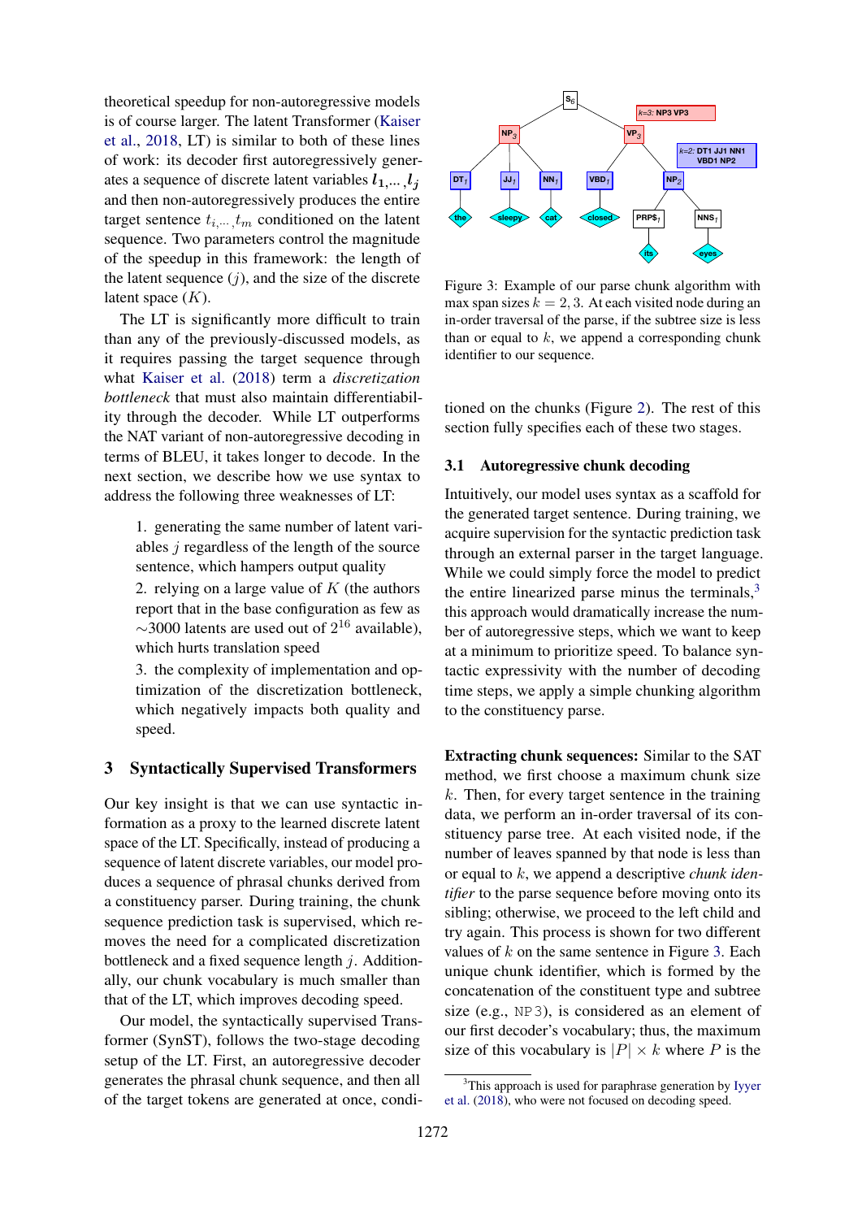theoretical speedup for non-autoregressive models is of course larger. The latent Transformer (Kaiser et al., 2018, LT) is similar to both of these lines of work: its decoder first autoregressively generates a sequence of discrete latent variables $l_1, \dots, l_j$ and then non-autoregressively produces the entire target sentence $t_{i,\cdots,}t_m$ conditioned on the latent sequence. Two parameters control the magnitude of the speedup in this framework: the length of the latent sequence ($j$), and the size of the discrete latent space ($K$).

The LT is significantly more difficult to train than any of the previously-discussed models, as it requires passing the target sequence through what Kaiser et al. (2018) term a *discretization bottleneck* that must also maintain differentiability through the decoder. While LT outperforms the NAT variant of non-autoregressive decoding in terms of BLEU, it takes longer to decode. In the next section, we describe how we use syntax to address the following three weaknesses of LT:

1. generating the same number of latent variables $j$ regardless of the length of the source sentence, which hampers output quality
2. relying on a large value of $K$ (the authors report that in the base configuration as few as ∼3000 latents are used out of $2^{16}$ available), which hurts translation speed
3. the complexity of implementation and optimization of the discretization bottleneck, which negatively impacts both quality and speed.

## 3 Syntactically Supervised Transformers

Our key insight is that we can use syntactic information as a proxy to the learned discrete latent space of the LT. Specifically, instead of producing a sequence of latent discrete variables, our model produces a sequence of phrasal chunks derived from a constituency parser. During training, the chunk sequence prediction task is supervised, which removes the need for a complicated discretization bottleneck and a fixed sequence length $j$. Additionally, our chunk vocabulary is much smaller than that of the LT, which improves decoding speed.

Our model, the syntactically supervised Transformer (SynST), follows the two-stage decoding setup of the LT. First, an autoregressive decoder generates the phrasal chunk sequence, and then all of the target tokens are generated at once, conditioned on the chunks (Figure 2). The rest of this section fully specifies each of these two stages.

Figure 3: Example of our parse chunk algorithm with max span sizes $k = 2, 3$. At each visited node during an in-order traversal of the parse, if the subtree size is less than or equal to $k$, we append a corresponding chunk identifier to our sequence.

### 3.1 Autoregressive chunk decoding

Intuitively, our model uses syntax as a scaffold for the generated target sentence. During training, we acquire supervision for the syntactic prediction task through an external parser in the target language. While we could simply force the model to predict the entire linearized parse minus the terminals,[3] this approach would dramatically increase the number of autoregressive steps, which we want to keep at a minimum to prioritize speed. To balance syntactic expressivity with the number of decoding time steps, we apply a simple chunking algorithm to the constituency parse.

**Extracting chunk sequences:** Similar to the SAT method, we first choose a maximum chunk size $k$. Then, for every target sentence in the training data, we perform an in-order traversal of its constituency parse tree. At each visited node, if the number of leaves spanned by that node is less than or equal to $k$, we append a descriptive *chunk identifier* to the parse sequence before moving onto its sibling; otherwise, we proceed to the left child and try again. This process is shown for two different values of $k$ on the same sentence in Figure 3. Each unique chunk identifier, which is formed by the concatenation of the constituent type and subtree size (e.g., NP3), is considered as an element of our first decoder's vocabulary; thus, the maximum size of this vocabulary is $|P| \times k$ where $P$ is the

[3] This approach is used for paraphrase generation by Iyyer et al. (2018), who were not focused on decoding speed.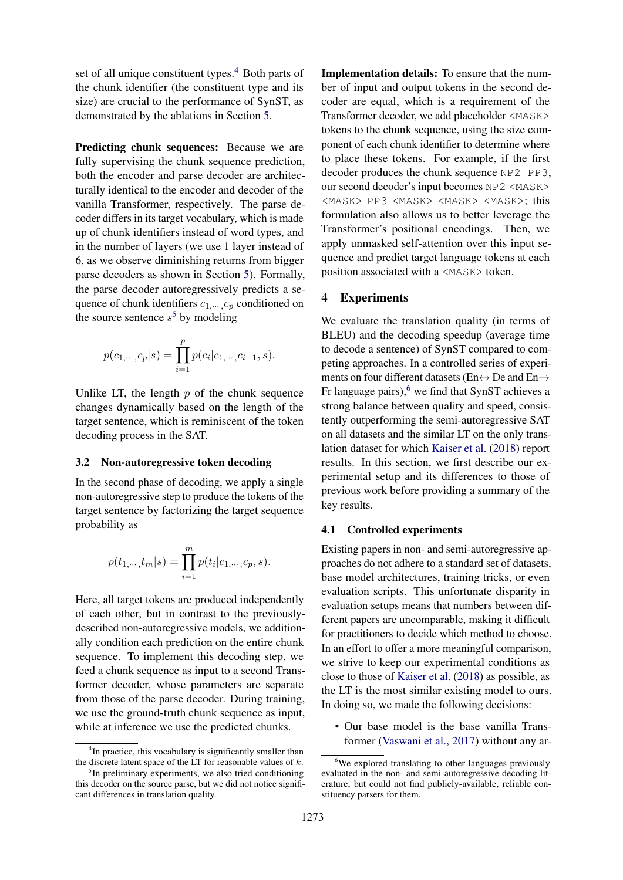set of all unique constituent types.[4] Both parts of the chunk identifier (the constituent type and its size) are crucial to the performance of SynST, as demonstrated by the ablations in Section 5.

**Predicting chunk sequences:** Because we are fully supervising the chunk sequence prediction, both the encoder and parse decoder are architecturally identical to the encoder and decoder of the vanilla Transformer, respectively. The parse decoder differs in its target vocabulary, which is made up of chunk identifiers instead of word types, and in the number of layers (we use 1 layer instead of 6, as we observe diminishing returns from bigger parse decoders as shown in Section 5). Formally, the parse decoder autoregressively predicts a sequence of chunk identifiers $c_{1,\cdots,}c_p$ conditioned on the source sentence $s$[5] by modeling

$$p(c_{1,\cdots,}c_p|s) = \prod_{i=1}^{p} p(c_i|c_{1,\cdots,}c_{i-1}, s).$$

Unlike LT, the length $p$ of the chunk sequence changes dynamically based on the length of the target sentence, which is reminiscent of the token decoding process in the SAT.

### 3.2 Non-autoregressive token decoding

In the second phase of decoding, we apply a single non-autoregressive step to produce the tokens of the target sentence by factorizing the target sequence probability as

$$p(t_{1,\cdots,}t_m|s) = \prod_{i=1}^{m} p(t_i|c_{1,\cdots,}c_p, s).$$

Here, all target tokens are produced independently of each other, but in contrast to the previously-described non-autoregressive models, we additionally condition each prediction on the entire chunk sequence. To implement this decoding step, we feed a chunk sequence as input to a second Transformer decoder, whose parameters are separate from those of the parse decoder. During training, we use the ground-truth chunk sequence as input, while at inference we use the predicted chunks.

**Implementation details:** To ensure that the number of input and output tokens in the second decoder are equal, which is a requirement of the Transformer decoder, we add placeholder `<MASK>` tokens to the chunk sequence, using the size component of each chunk identifier to determine where to place these tokens. For example, if the first decoder produces the chunk sequence `NP2 PP3`, our second decoder's input becomes `NP2 <MASK> <MASK> PP3 <MASK> <MASK>`; this formulation also allows us to better leverage the Transformer's positional encodings. Then, we apply unmasked self-attention over this input sequence and predict target language tokens at each position associated with a `<MASK>` token.

## 4 Experiments

We evaluate the translation quality (in terms of BLEU) and the decoding speedup (average time to decode a sentence) of SynST compared to competing approaches. In a controlled series of experiments on four different datasets (En↔ De and En→ Fr language pairs),[6] we find that SynST achieves a strong balance between quality and speed, consistently outperforming the semi-autoregressive SAT on all datasets and the similar LT on the only translation dataset for which Kaiser et al. (2018) report results. In this section, we first describe our experimental setup and its differences to those of previous work before providing a summary of the key results.

### 4.1 Controlled experiments

Existing papers in non- and semi-autoregressive approaches do not adhere to a standard set of datasets, base model architectures, training tricks, or even evaluation scripts. This unfortunate disparity in evaluation setups means that numbers between different papers are uncomparable, making it difficult for practitioners to decide which method to choose. In an effort to offer a more meaningful comparison, we strive to keep our experimental conditions as close to those of Kaiser et al. (2018) as possible, as the LT is the most similar existing model to ours. In doing so, we made the following decisions:

- Our base model is the base vanilla Transformer (Vaswani et al., 2017) without any ar-

[4] In practice, this vocabulary is significantly smaller than the discrete latent space of the LT for reasonable values of $k$.

[5] In preliminary experiments, we also tried conditioning this decoder on the source parse, but we did not notice significant differences in translation quality.

[6] We explored translating to other languages previously evaluated in the non- and semi-autoregressive decoding literature, but could not find publicly-available, reliable constituency parsers for them.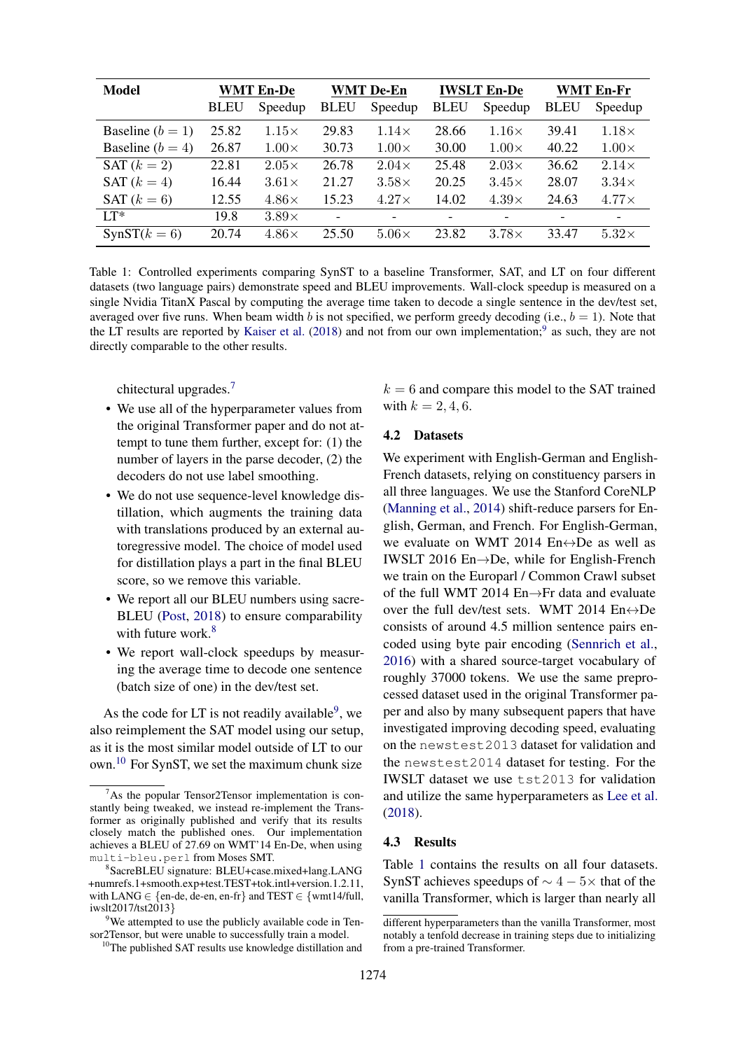| Model | WMT En-De | | WMT De-En | | IWSLT En-De | | WMT En-Fr | |
|---|---|---|---|---|---|---|---|---|
| | BLEU | Speedup | BLEU | Speedup | BLEU | Speedup | BLEU | Speedup |
| Baseline ($b = 1$) | 25.82 | 1.15× | 29.83 | 1.14× | 28.66 | 1.16× | 39.41 | 1.18× |
| Baseline ($b = 4$) | 26.87 | 1.00× | 30.73 | 1.00× | 30.00 | 1.00× | 40.22 | 1.00× |
| SAT ($k = 2$) | 22.81 | 2.05× | 26.78 | 2.04× | 25.48 | 2.03× | 36.62 | 2.14× |
| SAT ($k = 4$) | 16.44 | 3.61× | 21.27 | 3.58× | 20.25 | 3.45× | 28.07 | 3.34× |
| SAT ($k = 6$) | 12.55 | 4.86× | 15.23 | 4.27× | 14.02 | 4.39× | 24.63 | 4.77× |
| LT* | 19.8 | 3.89× | - | - | - | - | - | - |
| SynST($k = 6$) | 20.74 | 4.86× | 25.50 | 5.06× | 23.82 | 3.78× | 33.47 | 5.32× |

Table 1: Controlled experiments comparing SynST to a baseline Transformer, SAT, and LT on four different datasets (two language pairs) demonstrate speed and BLEU improvements. Wall-clock speedup is measured on a single Nvidia TitanX Pascal by computing the average time taken to decode a single sentence in the dev/test set, averaged over five runs. When beam width $b$ is not specified, we perform greedy decoding (i.e., $b = 1$). Note that the LT results are reported by Kaiser et al. (2018) and not from our own implementation;[9] as such, they are not directly comparable to the other results.

chitectural upgrades.[7]

- We use all of the hyperparameter values from the original Transformer paper and do not attempt to tune them further, except for: (1) the number of layers in the parse decoder, (2) the decoders do not use label smoothing.
- We do not use sequence-level knowledge distillation, which augments the training data with translations produced by an external autoregressive model. The choice of model used for distillation plays a part in the final BLEU score, so we remove this variable.
- We report all our BLEU numbers using sacreBLEU (Post, 2018) to ensure comparability with future work.[8]
- We report wall-clock speedups by measuring the average time to decode one sentence (batch size of one) in the dev/test set.

As the code for LT is not readily available[9], we also reimplement the SAT model using our setup, as it is the most similar model outside of LT to our own.[10] For SynST, we set the maximum chunk size $k = 6$ and compare this model to the SAT trained with $k = 2, 4, 6$.

## 4.2 Datasets

We experiment with English-German and English-French datasets, relying on constituency parsers in all three languages. We use the Stanford CoreNLP (Manning et al., 2014) shift-reduce parsers for English, German, and French. For English-German, we evaluate on WMT 2014 En↔De as well as IWSLT 2016 En→De, while for English-French we train on the Europarl / Common Crawl subset of the full WMT 2014 En→Fr data and evaluate over the full dev/test sets. WMT 2014 En↔De consists of around 4.5 million sentence pairs encoded using byte pair encoding (Sennrich et al., 2016) with a shared source-target vocabulary of roughly 37000 tokens. We use the same preprocessed dataset used in the original Transformer paper and also by many subsequent papers that have investigated improving decoding speed, evaluating on the `newstest2013` dataset for validation and the `newstest2014` dataset for testing. For the IWSLT dataset we use `tst2013` for validation and utilize the same hyperparameters as Lee et al. (2018).

## 4.3 Results

Table 1 contains the results on all four datasets. SynST achieves speedups of $\sim 4 - 5\times$ that of the vanilla Transformer, which is larger than nearly all

[7] As the popular Tensor2Tensor implementation is constantly being tweaked, we instead re-implement the Transformer as originally published and verify that its results closely match the published ones. Our implementation achieves a BLEU of 27.69 on WMT'14 En-De, when using `multi-bleu.perl` from Moses SMT.

[8] SacreBLEU signature: BLEU+case.mixed+lang.LANG +numrefs.1+smooth.exp+test.TEST+tok.intl+version.1.2.11, with LANG ∈ {en-de, de-en, en-fr} and TEST ∈ {wmt14/full, iwslt2017/tst2013}

[9] We attempted to use the publicly available code in Tensor2Tensor, but were unable to successfully train a model.

[10] The published SAT results use knowledge distillation and different hyperparameters than the vanilla Transformer, most notably a tenfold decrease in training steps due to initializing from a pre-trained Transformer.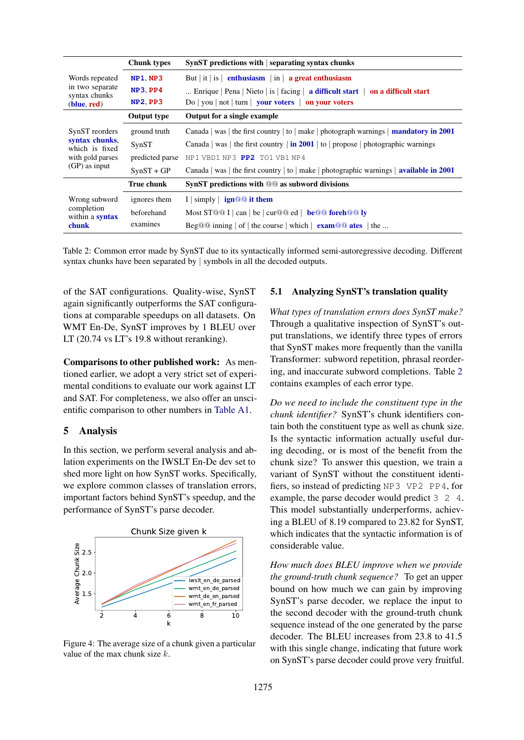| | Chunk types | SynST predictions with \| separating syntax chunks |
|---|---|---|
| Words repeated in two separate syntax chunks (**blue**, **red**) | **NP1**, **NP3** | But \| it \| is \| **enthusiasm** \| in \| **a great enthusiasm** |
| | **NP3**, **PP4** | ... Enrique \| Pena \| Nieto \| is \| facing \| **a difficult start** \| **on a difficult start** |
| | **NP2**, **PP3** | Do \| you \| not \| turn \| **your voters** \| **on your voters** |
| | **Output type** | **Output for a single example** |
| SynST reorders **syntax chunks**, which is fixed with gold parses (GP) as input | ground truth | Canada \| was \| the first country \| to \| make \| photograph warnings \| **mandatory in 2001** |
| | SynST | Canada \| was \| the first country \| **in 2001** \| to \| propose \| photographic warnings |
| | predicted parse | NP1 VBD1 NP3 **PP2** TO1 VB1 NP4 |
| | SynST + GP | Canada \| was \| the first country \| to \| make \| photographic warnings \| **available in 2001** |
| | **True chunk** | **SynST predictions with @@ as subword divisions** |
| Wrong subword completion within a **syntax chunk** | ignores them | I \| simply \| **ign@@ it them** |
| | beforehand | Most ST@@ I \| can \| be \| cur@@ ed \| **be@@ foreh@@ ly** |
| | examines | Beg@@ inning \| of \| the course \| which \| **exam@@ ates** \| the ... |

Table 2: Common error made by SynST due to its syntactically informed semi-autoregressive decoding. Different syntax chunks have been separated by | symbols in all the decoded outputs.

of the SAT configurations. Quality-wise, SynST again significantly outperforms the SAT configurations at comparable speedups on all datasets. On WMT En-De, SynST improves by 1 BLEU over LT (20.74 vs LT's 19.8 without reranking).

**Comparisons to other published work:** As mentioned earlier, we adopt a very strict set of experimental conditions to evaluate our work against LT and SAT. For completeness, we also offer an unscientific comparison to other numbers in Table A1.

# 5 Analysis

In this section, we perform several analysis and ablation experiments on the IWSLT En-De dev set to shed more light on how SynST works. Specifically, we explore common classes of translation errors, important factors behind SynST's speedup, and the performance of SynST's parse decoder.

Figure 4: The average size of a chunk given a particular value of the max chunk size $k$.

## 5.1 Analyzing SynST's translation quality

*What types of translation errors does SynST make?* Through a qualitative inspection of SynST's output translations, we identify three types of errors that SynST makes more frequently than the vanilla Transformer: subword repetition, phrasal reordering, and inaccurate subword completions. Table 2 contains examples of each error type.

*Do we need to include the constituent type in the chunk identifier?* SynST's chunk identifiers contain both the constituent type as well as chunk size. Is the syntactic information actually useful during decoding, or is most of the benefit from the chunk size? To answer this question, we train a variant of SynST without the constituent identifiers, so instead of predicting NP3 VP2 PP4, for example, the parse decoder would predict 3 2 4. This model substantially underperforms, achieving a BLEU of 8.19 compared to 23.82 for SynST, which indicates that the syntactic information is of considerable value.

*How much does BLEU improve when we provide the ground-truth chunk sequence?* To get an upper bound on how much we can gain by improving SynST's parse decoder, we replace the input to the second decoder with the ground-truth chunk sequence instead of the one generated by the parse decoder. The BLEU increases from 23.8 to 41.5 with this single change, indicating that future work on SynST's parse decoder could prove very fruitful.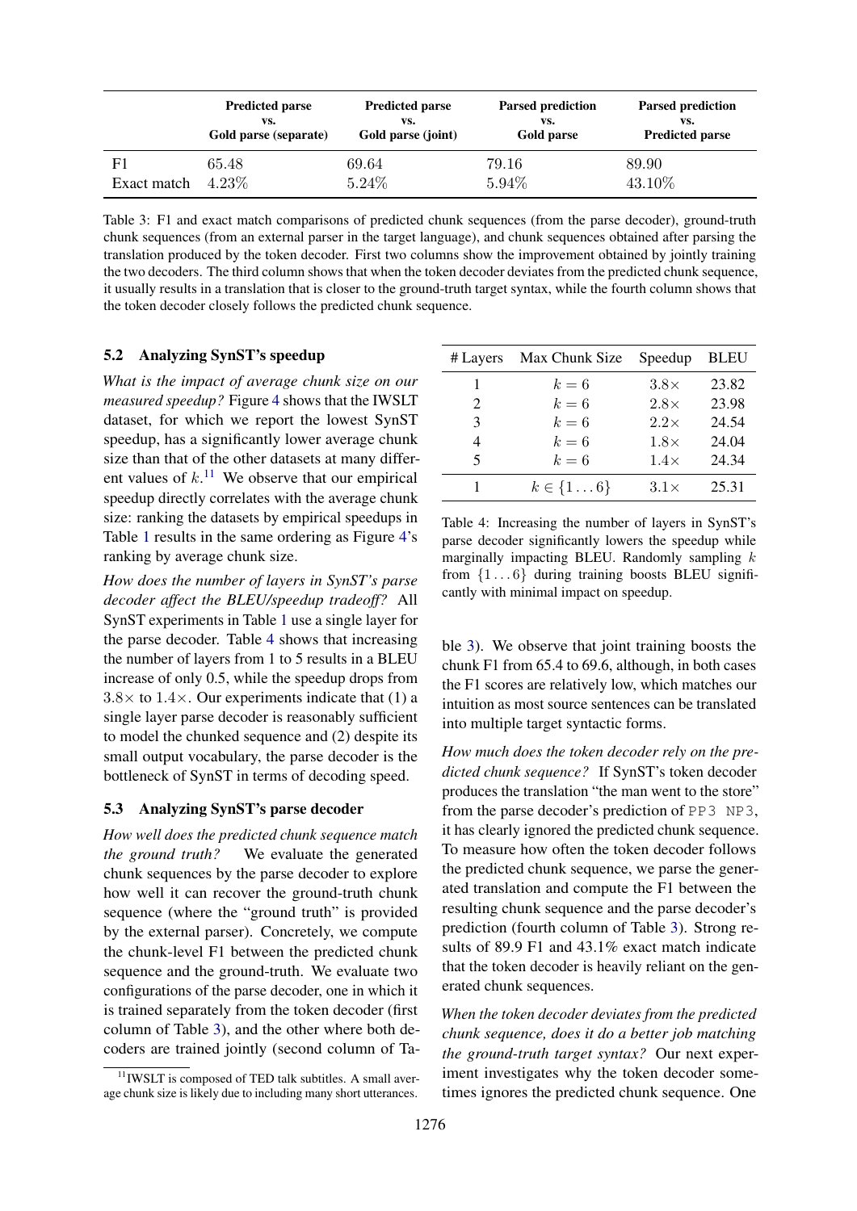|  | Predicted parse vs. Gold parse (separate) | Predicted parse vs. Gold parse (joint) | Parsed prediction vs. Gold parse | Parsed prediction vs. Predicted parse |
|---|---|---|---|---|
| F1 | 65.48 | 69.64 | 79.16 | 89.90 |
| Exact match | 4.23% | 5.24% | 5.94% | 43.10% |

Table 3: F1 and exact match comparisons of predicted chunk sequences (from the parse decoder), ground-truth chunk sequences (from an external parser in the target language), and chunk sequences obtained after parsing the translation produced by the token decoder. First two columns show the improvement obtained by jointly training the two decoders. The third column shows that when the token decoder deviates from the predicted chunk sequence, it usually results in a translation that is closer to the ground-truth target syntax, while the fourth column shows that the token decoder closely follows the predicted chunk sequence.

### 5.2 Analyzing SynST's speedup

*What is the impact of average chunk size on our measured speedup?* Figure 4 shows that the IWSLT dataset, for which we report the lowest SynST speedup, has a significantly lower average chunk size than that of the other datasets at many different values of $k$.[11] We observe that our empirical speedup directly correlates with the average chunk size: ranking the datasets by empirical speedups in Table 1 results in the same ordering as Figure 4's ranking by average chunk size.

*How does the number of layers in SynST's parse decoder affect the BLEU/speedup tradeoff?* All SynST experiments in Table 1 use a single layer for the parse decoder. Table 4 shows that increasing the number of layers from 1 to 5 results in a BLEU increase of only 0.5, while the speedup drops from $3.8\times$ to $1.4\times$. Our experiments indicate that (1) a single layer parse decoder is reasonably sufficient to model the chunked sequence and (2) despite its small output vocabulary, the parse decoder is the bottleneck of SynST in terms of decoding speed.

| # Layers | Max Chunk Size | Speedup | BLEU |
|---|---|---|---|
| 1 | $k = 6$ | $3.8\times$ | 23.82 |
| 2 | $k = 6$ | $2.8\times$ | 23.98 |
| 3 | $k = 6$ | $2.2\times$ | 24.54 |
| 4 | $k = 6$ | $1.8\times$ | 24.04 |
| 5 | $k = 6$ | $1.4\times$ | 24.34 |
| 1 | $k \in \{1 \dots 6\}$ | $3.1\times$ | 25.31 |

Table 4: Increasing the number of layers in SynST's parse decoder significantly lowers the speedup while marginally impacting BLEU. Randomly sampling $k$ from $\{1 \dots 6\}$ during training boosts BLEU significantly with minimal impact on speedup.

### 5.3 Analyzing SynST's parse decoder

*How well does the predicted chunk sequence match the ground truth?* We evaluate the generated chunk sequences by the parse decoder to explore how well it can recover the ground-truth chunk sequence (where the "ground truth" is provided by the external parser). Concretely, we compute the chunk-level F1 between the predicted chunk sequence and the ground-truth. We evaluate two configurations of the parse decoder, one in which it is trained separately from the token decoder (first column of Table 3), and the other where both decoders are trained jointly (second column of Table 3). We observe that joint training boosts the chunk F1 from 65.4 to 69.6, although, in both cases the F1 scores are relatively low, which matches our intuition as most source sentences can be translated into multiple target syntactic forms.

*How much does the token decoder rely on the predicted chunk sequence?* If SynST's token decoder produces the translation "the man went to the store" from the parse decoder's prediction of `PP3 NP3`, it has clearly ignored the predicted chunk sequence. To measure how often the token decoder follows the predicted chunk sequence, we parse the generated translation and compute the F1 between the resulting chunk sequence and the parse decoder's prediction (fourth column of Table 3). Strong results of 89.9 F1 and 43.1% exact match indicate that the token decoder is heavily reliant on the generated chunk sequences.

*When the token decoder deviates from the predicted chunk sequence, does it do a better job matching the ground-truth target syntax?* Our next experiment investigates why the token decoder sometimes ignores the predicted chunk sequence. One

[11] IWSLT is composed of TED talk subtitles. A small average chunk size is likely due to including many short utterances.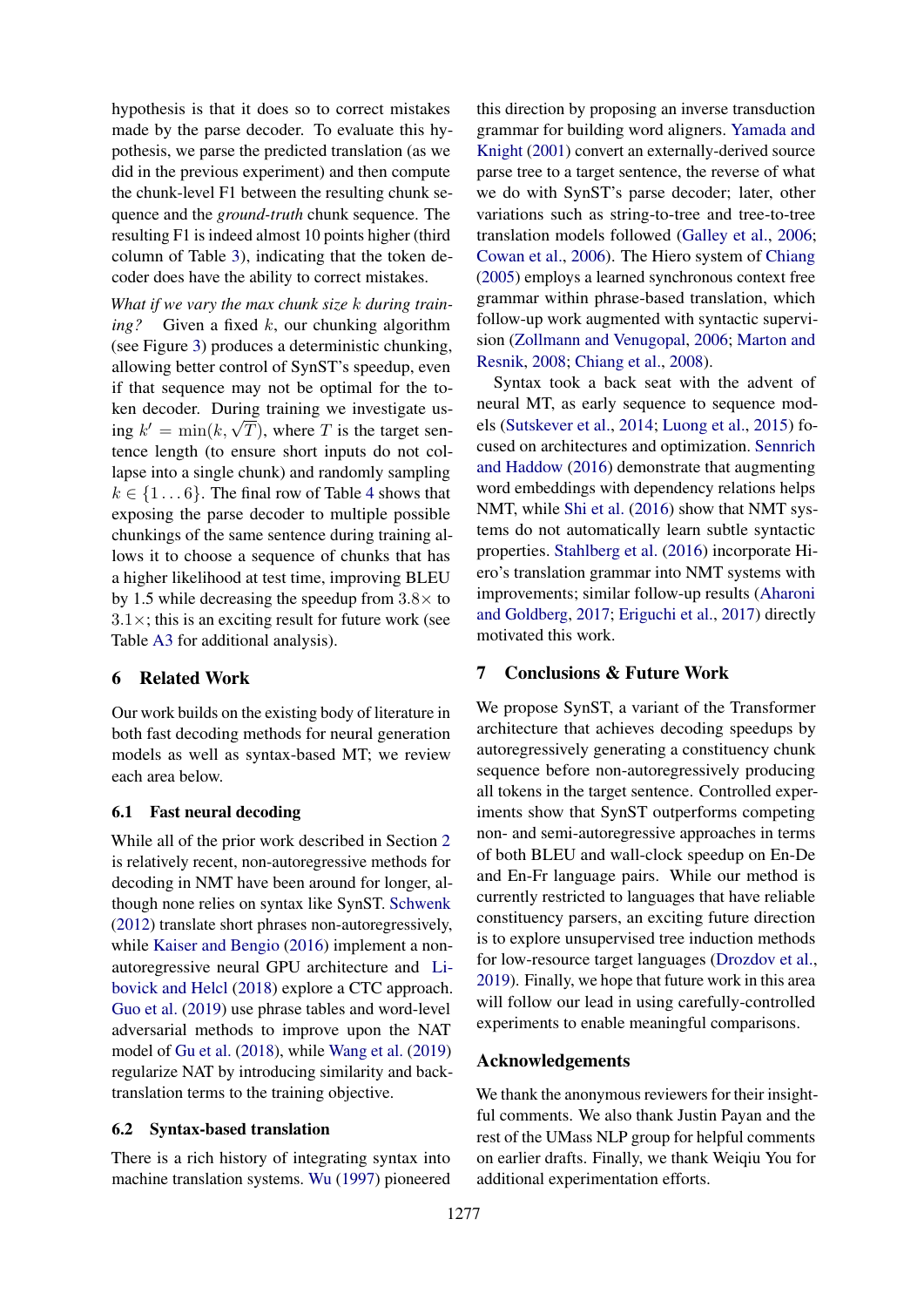hypothesis is that it does so to correct mistakes made by the parse decoder. To evaluate this hypothesis, we parse the predicted translation (as we did in the previous experiment) and then compute the chunk-level F1 between the resulting chunk sequence and the *ground-truth* chunk sequence. The resulting F1 is indeed almost 10 points higher (third column of Table 3), indicating that the token decoder does have the ability to correct mistakes.

*What if we vary the max chunk size $k$ during training?* Given a fixed $k$, our chunking algorithm (see Figure 3) produces a deterministic chunking, allowing better control of SynST's speedup, even if that sequence may not be optimal for the token decoder. During training we investigate using $k' = \min(k, \sqrt{T})$, where $T$ is the target sentence length (to ensure short inputs do not collapse into a single chunk) and randomly sampling $k \in \{1 \dots 6\}$. The final row of Table 4 shows that exposing the parse decoder to multiple possible chunkings of the same sentence during training allows it to choose a sequence of chunks that has a higher likelihood at test time, improving BLEU by 1.5 while decreasing the speedup from $3.8\times$ to $3.1\times$; this is an exciting result for future work (see Table A3 for additional analysis).

## 6 Related Work

Our work builds on the existing body of literature in both fast decoding methods for neural generation models as well as syntax-based MT; we review each area below.

### 6.1 Fast neural decoding

While all of the prior work described in Section 2 is relatively recent, non-autoregressive methods for decoding in NMT have been around for longer, although none relies on syntax like SynST. Schwenk (2012) translate short phrases non-autoregressively, while Kaiser and Bengio (2016) implement a non-autoregressive neural GPU architecture and Libovick and Helcl (2018) explore a CTC approach. Guo et al. (2019) use phrase tables and word-level adversarial methods to improve upon the NAT model of Gu et al. (2018), while Wang et al. (2019) regularize NAT by introducing similarity and back-translation terms to the training objective.

### 6.2 Syntax-based translation

There is a rich history of integrating syntax into machine translation systems. Wu (1997) pioneered this direction by proposing an inverse transduction grammar for building word aligners. Yamada and Knight (2001) convert an externally-derived source parse tree to a target sentence, the reverse of what we do with SynST's parse decoder; later, other variations such as string-to-tree and tree-to-tree translation models followed (Galley et al., 2006; Cowan et al., 2006). The Hiero system of Chiang (2005) employs a learned synchronous context free grammar within phrase-based translation, which follow-up work augmented with syntactic supervision (Zollmann and Venugopal, 2006; Marton and Resnik, 2008; Chiang et al., 2008).

Syntax took a back seat with the advent of neural MT, as early sequence to sequence models (Sutskever et al., 2014; Luong et al., 2015) focused on architectures and optimization. Sennrich and Haddow (2016) demonstrate that augmenting word embeddings with dependency relations helps NMT, while Shi et al. (2016) show that NMT systems do not automatically learn subtle syntactic properties. Stahlberg et al. (2016) incorporate Hiero's translation grammar into NMT systems with improvements; similar follow-up results (Aharoni and Goldberg, 2017; Eriguchi et al., 2017) directly motivated this work.

## 7 Conclusions & Future Work

We propose SynST, a variant of the Transformer architecture that achieves decoding speedups by autoregressively generating a constituency chunk sequence before non-autoregressively producing all tokens in the target sentence. Controlled experiments show that SynST outperforms competing non- and semi-autoregressive approaches in terms of both BLEU and wall-clock speedup on En-De and En-Fr language pairs. While our method is currently restricted to languages that have reliable constituency parsers, an exciting future direction is to explore unsupervised tree induction methods for low-resource target languages (Drozdov et al., 2019). Finally, we hope that future work in this area will follow our lead in using carefully-controlled experiments to enable meaningful comparisons.

## Acknowledgements

We thank the anonymous reviewers for their insightful comments. We also thank Justin Payan and the rest of the UMass NLP group for helpful comments on earlier drafts. Finally, we thank Weiqiu You for additional experimentation efforts.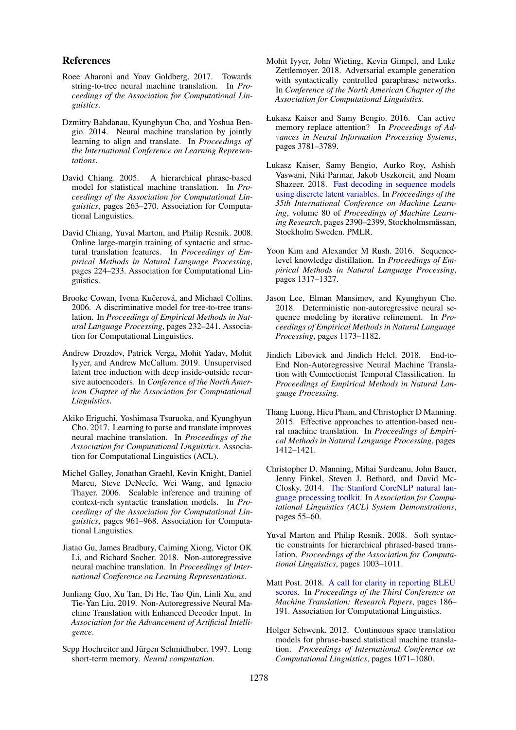## References

Roee Aharoni and Yoav Goldberg. 2017. Towards string-to-tree neural machine translation. In *Proceedings of the Association for Computational Linguistics*.

Dzmitry Bahdanau, Kyunghyun Cho, and Yoshua Bengio. 2014. Neural machine translation by jointly learning to align and translate. In *Proceedings of the International Conference on Learning Representations*.

David Chiang. 2005. A hierarchical phrase-based model for statistical machine translation. In *Proceedings of the Association for Computational Linguistics*, pages 263–270. Association for Computational Linguistics.

David Chiang, Yuval Marton, and Philip Resnik. 2008. Online large-margin training of syntactic and structural translation features. In *Proceedings of Empirical Methods in Natural Language Processing*, pages 224–233. Association for Computational Linguistics.

Brooke Cowan, Ivona Kučerová, and Michael Collins. 2006. A discriminative model for tree-to-tree translation. In *Proceedings of Empirical Methods in Natural Language Processing*, pages 232–241. Association for Computational Linguistics.

Andrew Drozdov, Patrick Verga, Mohit Yadav, Mohit Iyyer, and Andrew McCallum. 2019. Unsupervised latent tree induction with deep inside-outside recursive autoencoders. In *Conference of the North American Chapter of the Association for Computational Linguistics*.

Akiko Eriguchi, Yoshimasa Tsuruoka, and Kyunghyun Cho. 2017. Learning to parse and translate improves neural machine translation. In *Proceedings of the Association for Computational Linguistics*. Association for Computational Linguistics (ACL).

Michel Galley, Jonathan Graehl, Kevin Knight, Daniel Marcu, Steve DeNeefe, Wei Wang, and Ignacio Thayer. 2006. Scalable inference and training of context-rich syntactic translation models. In *Proceedings of the Association for Computational Linguistics*, pages 961–968. Association for Computational Linguistics.

Jiatao Gu, James Bradbury, Caiming Xiong, Victor OK Li, and Richard Socher. 2018. Non-autoregressive neural machine translation. In *Proceedings of International Conference on Learning Representations*.

Junliang Guo, Xu Tan, Di He, Tao Qin, Linli Xu, and Tie-Yan Liu. 2019. Non-Autoregressive Neural Machine Translation with Enhanced Decoder Input. In *Association for the Advancement of Artificial Intelligence*.

Sepp Hochreiter and Jürgen Schmidhuber. 1997. Long short-term memory. *Neural computation*.

Mohit Iyyer, John Wieting, Kevin Gimpel, and Luke Zettlemoyer. 2018. Adversarial example generation with syntactically controlled paraphrase networks. In *Conference of the North American Chapter of the Association for Computational Linguistics*.

Łukasz Kaiser and Samy Bengio. 2016. Can active memory replace attention? In *Proceedings of Advances in Neural Information Processing Systems*, pages 3781–3789.

Lukasz Kaiser, Samy Bengio, Aurko Roy, Ashish Vaswani, Niki Parmar, Jakob Uszkoreit, and Noam Shazeer. 2018. Fast decoding in sequence models using discrete latent variables. In *Proceedings of the 35th International Conference on Machine Learning*, volume 80 of *Proceedings of Machine Learning Research*, pages 2390–2399, Stockholmsmässan, Stockholm Sweden. PMLR.

Yoon Kim and Alexander M Rush. 2016. Sequence-level knowledge distillation. In *Proceedings of Empirical Methods in Natural Language Processing*, pages 1317–1327.

Jason Lee, Elman Mansimov, and Kyunghyun Cho. 2018. Deterministic non-autoregressive neural sequence modeling by iterative refinement. In *Proceedings of Empirical Methods in Natural Language Processing*, pages 1173–1182.

Jindich Libovick and Jindich Helcl. 2018. End-to-End Non-Autoregressive Neural Machine Translation with Connectionist Temporal Classification. In *Proceedings of Empirical Methods in Natural Language Processing*.

Thang Luong, Hieu Pham, and Christopher D Manning. 2015. Effective approaches to attention-based neural machine translation. In *Proceedings of Empirical Methods in Natural Language Processing*, pages 1412–1421.

Christopher D. Manning, Mihai Surdeanu, John Bauer, Jenny Finkel, Steven J. Bethard, and David McClosky. 2014. The Stanford CoreNLP natural language processing toolkit. In *Association for Computational Linguistics (ACL) System Demonstrations*, pages 55–60.

Yuval Marton and Philip Resnik. 2008. Soft syntactic constraints for hierarchical phrased-based translation. *Proceedings of the Association for Computational Linguistics*, pages 1003–1011.

Matt Post. 2018. A call for clarity in reporting BLEU scores. In *Proceedings of the Third Conference on Machine Translation: Research Papers*, pages 186–191. Association for Computational Linguistics.

Holger Schwenk. 2012. Continuous space translation models for phrase-based statistical machine translation. *Proceedings of International Conference on Computational Linguistics*, pages 1071–1080.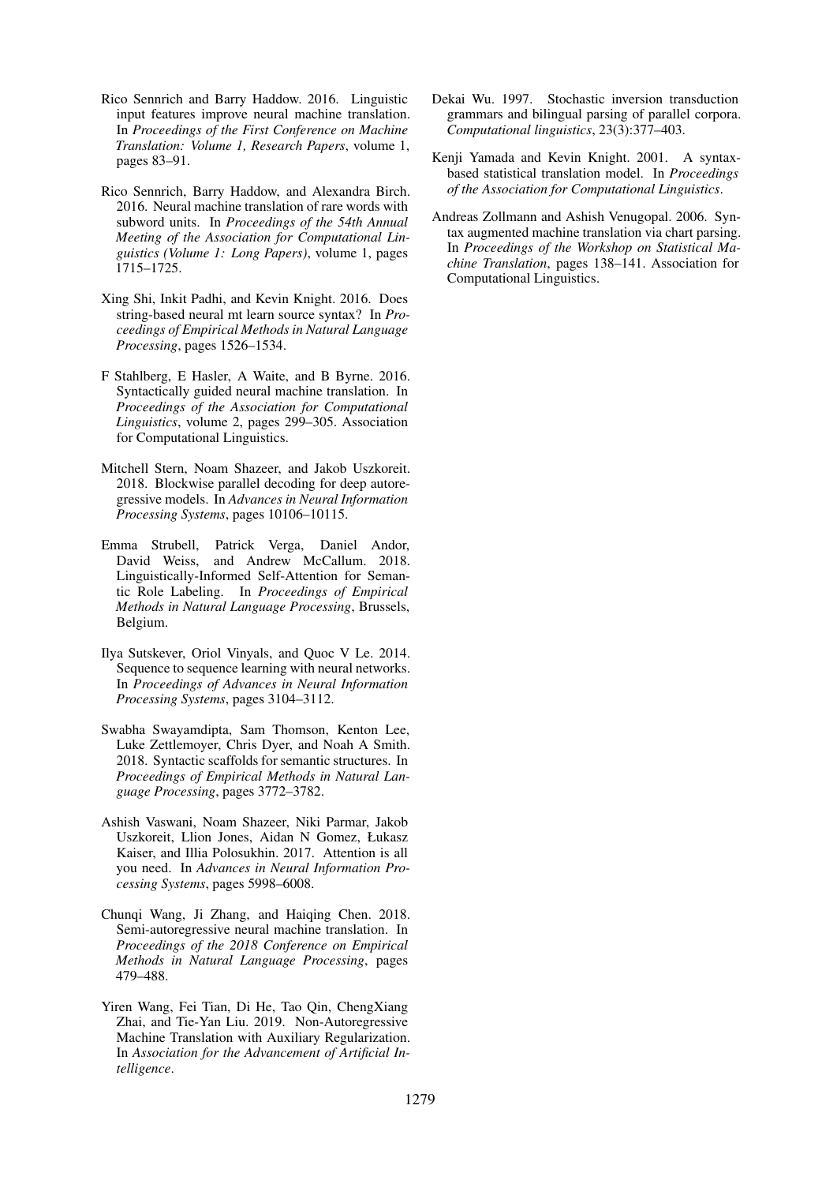Rico Sennrich and Barry Haddow. 2016. Linguistic input features improve neural machine translation. In *Proceedings of the First Conference on Machine Translation: Volume 1, Research Papers*, volume 1, pages 83–91.

Rico Sennrich, Barry Haddow, and Alexandra Birch. 2016. Neural machine translation of rare words with subword units. In *Proceedings of the 54th Annual Meeting of the Association for Computational Linguistics (Volume 1: Long Papers)*, volume 1, pages 1715–1725.

Xing Shi, Inkit Padhi, and Kevin Knight. 2016. Does string-based neural mt learn source syntax? In *Proceedings of Empirical Methods in Natural Language Processing*, pages 1526–1534.

F Stahlberg, E Hasler, A Waite, and B Byrne. 2016. Syntactically guided neural machine translation. In *Proceedings of the Association for Computational Linguistics*, volume 2, pages 299–305. Association for Computational Linguistics.

Mitchell Stern, Noam Shazeer, and Jakob Uszkoreit. 2018. Blockwise parallel decoding for deep autoregressive models. In *Advances in Neural Information Processing Systems*, pages 10106–10115.

Emma Strubell, Patrick Verga, Daniel Andor, David Weiss, and Andrew McCallum. 2018. Linguistically-Informed Self-Attention for Semantic Role Labeling. In *Proceedings of Empirical Methods in Natural Language Processing*, Brussels, Belgium.

Ilya Sutskever, Oriol Vinyals, and Quoc V Le. 2014. Sequence to sequence learning with neural networks. In *Proceedings of Advances in Neural Information Processing Systems*, pages 3104–3112.

Swabha Swayamdipta, Sam Thomson, Kenton Lee, Luke Zettlemoyer, Chris Dyer, and Noah A Smith. 2018. Syntactic scaffolds for semantic structures. In *Proceedings of Empirical Methods in Natural Language Processing*, pages 3772–3782.

Ashish Vaswani, Noam Shazeer, Niki Parmar, Jakob Uszkoreit, Llion Jones, Aidan N Gomez, Łukasz Kaiser, and Illia Polosukhin. 2017. Attention is all you need. In *Advances in Neural Information Processing Systems*, pages 5998–6008.

Chunqi Wang, Ji Zhang, and Haiqing Chen. 2018. Semi-autoregressive neural machine translation. In *Proceedings of the 2018 Conference on Empirical Methods in Natural Language Processing*, pages 479–488.

Yiren Wang, Fei Tian, Di He, Tao Qin, ChengXiang Zhai, and Tie-Yan Liu. 2019. Non-Autoregressive Machine Translation with Auxiliary Regularization. In *Association for the Advancement of Artificial Intelligence*.

Dekai Wu. 1997. Stochastic inversion transduction grammars and bilingual parsing of parallel corpora. *Computational linguistics*, 23(3):377–403.

Kenji Yamada and Kevin Knight. 2001. A syntax-based statistical translation model. In *Proceedings of the Association for Computational Linguistics*.

Andreas Zollmann and Ashish Venugopal. 2006. Syntax augmented machine translation via chart parsing. In *Proceedings of the Workshop on Statistical Machine Translation*, pages 138–141. Association for Computational Linguistics.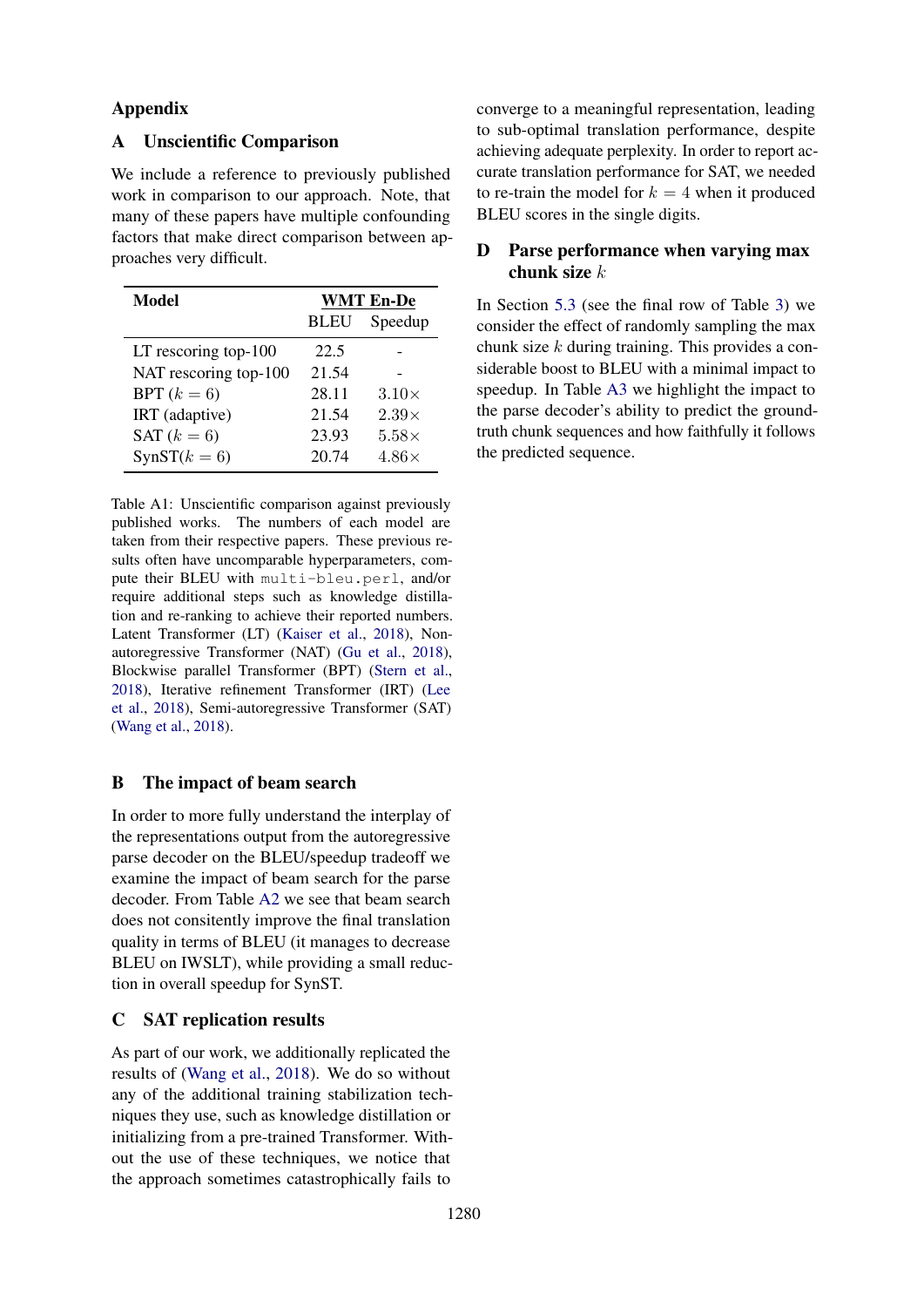# Appendix

## A Unscientific Comparison

We include a reference to previously published work in comparison to our approach. Note, that many of these papers have multiple confounding factors that make direct comparison between approaches very difficult.

| Model | WMT En-De | |
|---|---|---|
| | BLEU | Speedup |
| LT rescoring top-100 | 22.5 | - |
| NAT rescoring top-100 | 21.54 | - |
| BPT ($k = 6$) | 28.11 | 3.10× |
| IRT (adaptive) | 21.54 | 2.39× |
| SAT ($k = 6$) | 23.93 | 5.58× |
| SynST($k = 6$) | 20.74 | 4.86× |

Table A1: Unscientific comparison against previously published works. The numbers of each model are taken from their respective papers. These previous results often have uncomparable hyperparameters, compute their BLEU with `multi-bleu.perl`, and/or require additional steps such as knowledge distillation and re-ranking to achieve their reported numbers. Latent Transformer (LT) (Kaiser et al., 2018), Non-autoregressive Transformer (NAT) (Gu et al., 2018), Blockwise parallel Transformer (BPT) (Stern et al., 2018), Iterative refinement Transformer (IRT) (Lee et al., 2018), Semi-autoregressive Transformer (SAT) (Wang et al., 2018).

## B The impact of beam search

In order to more fully understand the interplay of the representations output from the autoregressive parse decoder on the BLEU/speedup tradeoff we examine the impact of beam search for the parse decoder. From Table A2 we see that beam search does not consitently improve the final translation quality in terms of BLEU (it manages to decrease BLEU on IWSLT), while providing a small reduction in overall speedup for SynST.

## C SAT replication results

As part of our work, we additionally replicated the results of (Wang et al., 2018). We do so without any of the additional training stabilization techniques they use, such as knowledge distillation or initializing from a pre-trained Transformer. Without the use of these techniques, we notice that the approach sometimes catastrophically fails to converge to a meaningful representation, leading to sub-optimal translation performance, despite achieving adequate perplexity. In order to report accurate translation performance for SAT, we needed to re-train the model for $k = 4$ when it produced BLEU scores in the single digits.

## D Parse performance when varying max chunk size $k$

In Section 5.3 (see the final row of Table 3) we consider the effect of randomly sampling the max chunk size $k$ during training. This provides a considerable boost to BLEU with a minimal impact to speedup. In Table A3 we highlight the impact to the parse decoder's ability to predict the ground-truth chunk sequences and how faithfully it follows the predicted sequence.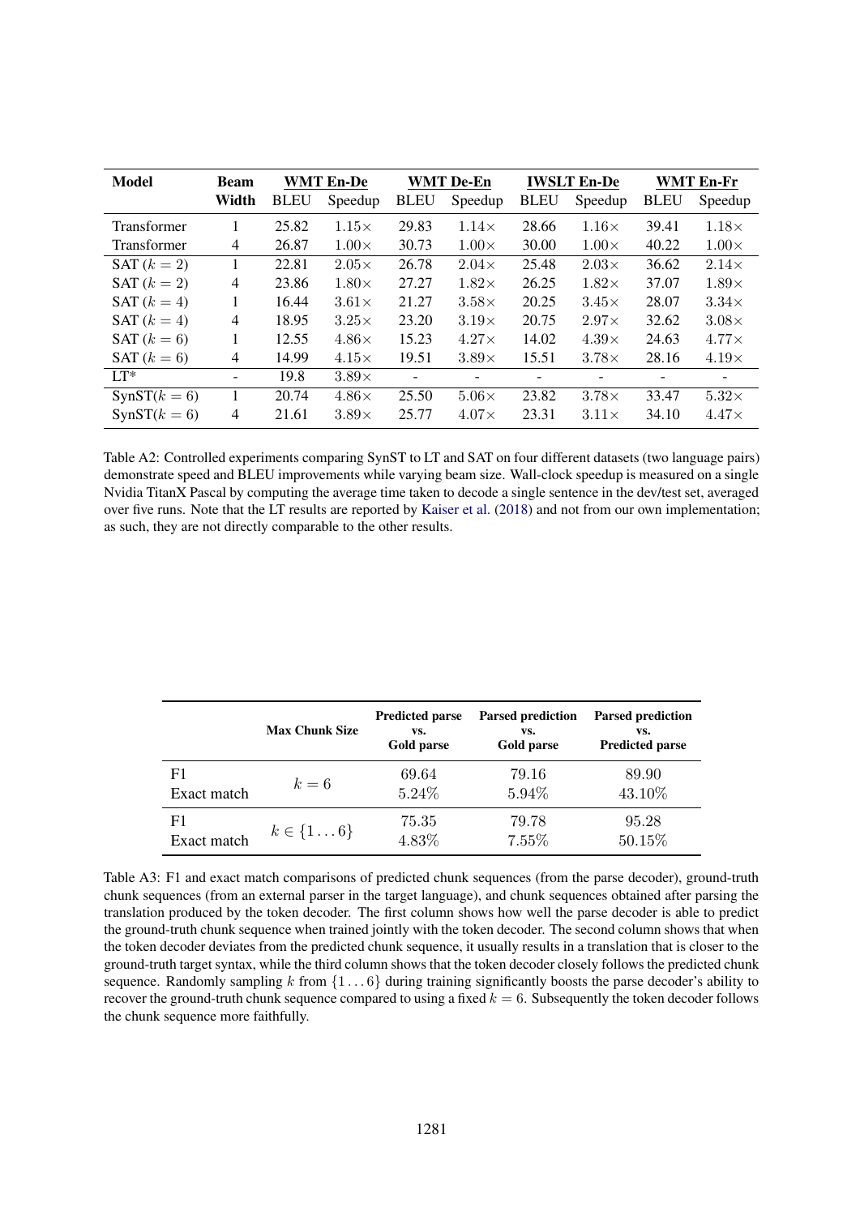| Model | Beam Width | WMT En-De | | WMT De-En | | IWSLT En-De | | WMT En-Fr | |
|---|---|---|---|---|---|---|---|---|---|
| | | BLEU | Speedup | BLEU | Speedup | BLEU | Speedup | BLEU | Speedup |
| Transformer | 1 | 25.82 | $1.15\times$ | 29.83 | $1.14\times$ | 28.66 | $1.16\times$ | 39.41 | $1.18\times$ |
| Transformer | 4 | 26.87 | $1.00\times$ | 30.73 | $1.00\times$ | 30.00 | $1.00\times$ | 40.22 | $1.00\times$ |
| SAT ($k = 2$) | 1 | 22.81 | $2.05\times$ | 26.78 | $2.04\times$ | 25.48 | $2.03\times$ | 36.62 | $2.14\times$ |
| SAT ($k = 2$) | 4 | 23.86 | $1.80\times$ | 27.27 | $1.82\times$ | 26.25 | $1.82\times$ | 37.07 | $1.89\times$ |
| SAT ($k = 4$) | 1 | 16.44 | $3.61\times$ | 21.27 | $3.58\times$ | 20.25 | $3.45\times$ | 28.07 | $3.34\times$ |
| SAT ($k = 4$) | 4 | 18.95 | $3.25\times$ | 23.20 | $3.19\times$ | 20.75 | $2.97\times$ | 32.62 | $3.08\times$ |
| SAT ($k = 6$) | 1 | 12.55 | $4.86\times$ | 15.23 | $4.27\times$ | 14.02 | $4.39\times$ | 24.63 | $4.77\times$ |
| SAT ($k = 6$) | 4 | 14.99 | $4.15\times$ | 19.51 | $3.89\times$ | 15.51 | $3.78\times$ | 28.16 | $4.19\times$ |
| LT* | - | 19.8 | $3.89\times$ | - | - | - | - | - | - |
| SynST($k = 6$) | 1 | 20.74 | $4.86\times$ | 25.50 | $5.06\times$ | 23.82 | $3.78\times$ | 33.47 | $5.32\times$ |
| SynST($k = 6$) | 4 | 21.61 | $3.89\times$ | 25.77 | $4.07\times$ | 23.31 | $3.11\times$ | 34.10 | $4.47\times$ |

Table A2: Controlled experiments comparing SynST to LT and SAT on four different datasets (two language pairs) demonstrate speed and BLEU improvements while varying beam size. Wall-clock speedup is measured on a single Nvidia TitanX Pascal by computing the average time taken to decode a single sentence in the dev/test set, averaged over five runs. Note that the LT results are reported by Kaiser et al. (2018) and not from our own implementation; as such, they are not directly comparable to the other results.

| | Max Chunk Size | Predicted parse vs. Gold parse | Parsed prediction vs. Gold parse | Parsed prediction vs. Predicted parse |
|---|---|---|---|---|
| F1 | $k = 6$ | 69.64 | 79.16 | 89.90 |
| Exact match | $k = 6$ | 5.24% | 5.94% | 43.10% |
| F1 | $k \in \{1 \dots 6\}$ | 75.35 | 79.78 | 95.28 |
| Exact match | $k \in \{1 \dots 6\}$ | 4.83% | 7.55% | 50.15% |

Table A3: F1 and exact match comparisons of predicted chunk sequences (from the parse decoder), ground-truth chunk sequences (from an external parser in the target language), and chunk sequences obtained after parsing the translation produced by the token decoder. The first column shows how well the parse decoder is able to predict the ground-truth chunk sequence when trained jointly with the token decoder. The second column shows that when the token decoder deviates from the predicted chunk sequence, it usually results in a translation that is closer to the ground-truth target syntax, while the third column shows that the token decoder closely follows the predicted chunk sequence. Randomly sampling $k$ from $\{1 \dots 6\}$ during training significantly boosts the parse decoder's ability to recover the ground-truth chunk sequence compared to using a fixed $k = 6$. Subsequently the token decoder follows the chunk sequence more faithfully.